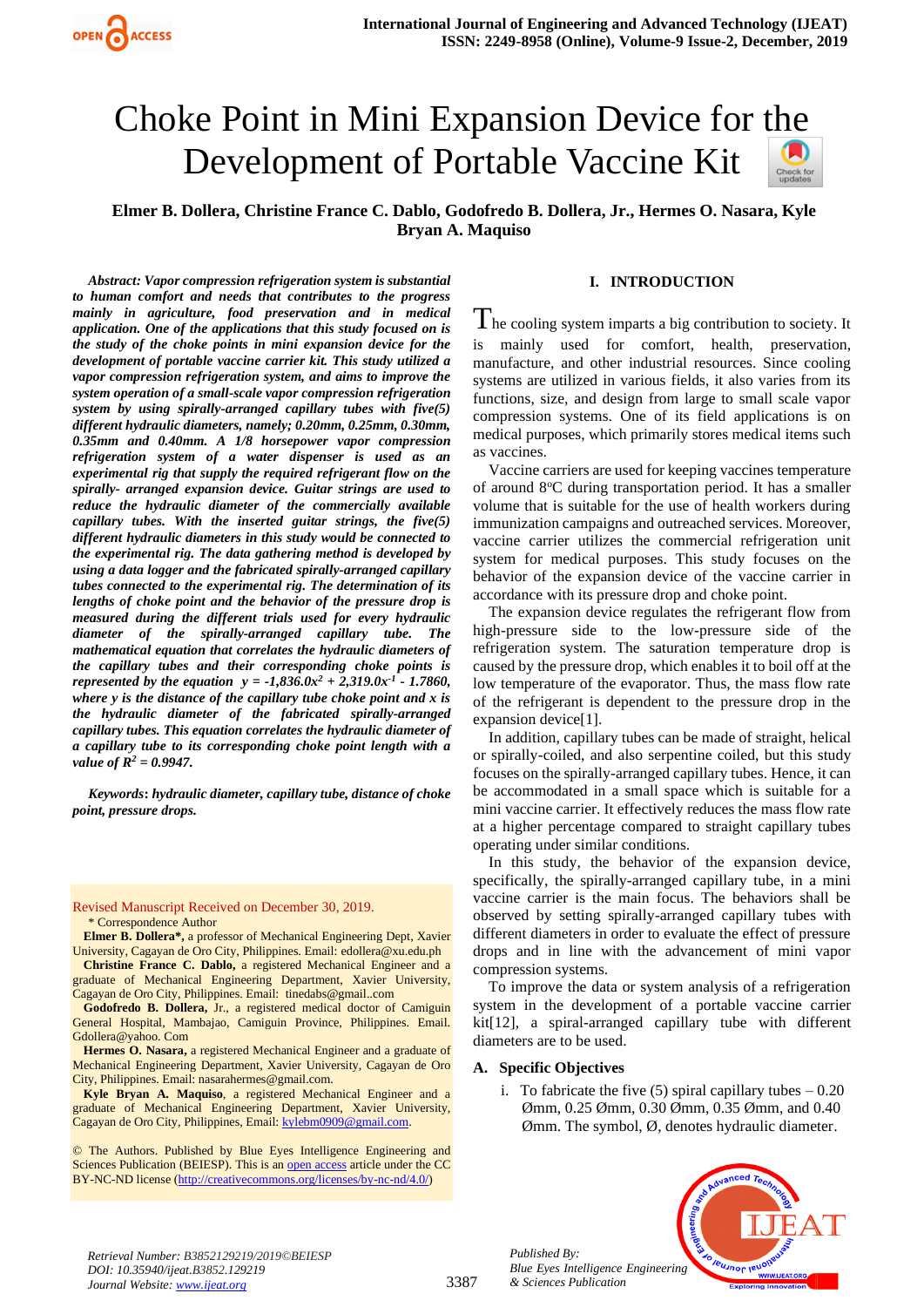# Choke Point in Mini Expansion Device for the Development of Portable Vaccine Kit

**Elmer B. Dollera, Christine France C. Dablo, Godofredo B. Dollera, Jr., Hermes O. Nasara, Kyle Bryan A. Maquiso**

***Abstract:*** ***Vapor compression refrigeration system is substantial to human comfort and needs that contributes to the progress mainly in agriculture, food preservation and in medical application. One of the applications that this study focused on is the study of the choke points in mini expansion device for the development of portable vaccine carrier kit. This study utilized a vapor compression refrigeration system, and aims to improve the system operation of a small-scale vapor compression refrigeration system by using spirally-arranged capillary tubes with five(5) different hydraulic diameters, namely; 0.20mm, 0.25mm, 0.30mm, 0.35mm and 0.40mm. A 1/8 horsepower vapor compression refrigeration system of a water dispenser is used as an experimental rig that supply the required refrigerant flow on the spirally- arranged expansion device. Guitar strings are used to reduce the hydraulic diameter of the commercially available capillary tubes. With the inserted guitar strings, the five(5) different hydraulic diameters in this study would be connected to the experimental rig. The data gathering method is developed by using a data logger and the fabricated spirally-arranged capillary tubes connected to the experimental rig. The determination of its lengths of choke point and the behavior of the pressure drop is measured during the different trials used for every hydraulic diameter of the spirally-arranged capillary tube. The mathematical equation that correlates the hydraulic diameters of the capillary tubes and their corresponding choke points is represented by the equation*** $y = -1{,}836.0x^2 + 2{,}319.0x^{-1} - 1.7860$***, where y is the distance of the capillary tube choke point and x is the hydraulic diameter of the fabricated spirally-arranged capillary tubes. This equation correlates the hydraulic diameter of a capillary tube to its corresponding choke point length with a value of*** $R^2 = 0.9947$***.***

***Keywords*****: *hydraulic diameter, capillary tube, distance of choke point, pressure drops.***

Revised Manuscript Received on December 30, 2019.

\* Correspondence Author

**Elmer B. Dollera\***, a professor of Mechanical Engineering Dept, Xavier University, Cagayan de Oro City, Philippines. Email: edollera@xu.edu.ph

**Christine France C. Dablo,** a registered Mechanical Engineer and a graduate of Mechanical Engineering Department, Xavier University, Cagayan de Oro City, Philippines. Email: tinedabs@gmail..com

**Godofredo B. Dollera,** Jr., a registered medical doctor of Camiguin General Hospital, Mambajao, Camiguin Province, Philippines. Email. Gdollera@yahoo. Com

**Hermes O. Nasara,** a registered Mechanical Engineer and a graduate of Mechanical Engineering Department, Xavier University, Cagayan de Oro City, Philippines. Email: nasarahermes@gmail.com.

**Kyle Bryan A. Maquiso**, a registered Mechanical Engineer and a graduate of Mechanical Engineering Department, Xavier University, Cagayan de Oro City, Philippines, Email: kylebm0909@gmail.com.

© The Authors. Published by Blue Eyes Intelligence Engineering and Sciences Publication (BEIESP). This is an open access article under the CC BY-NC-ND license (http://creativecommons.org/licenses/by-nc-nd/4.0/)

## I. INTRODUCTION

The cooling system imparts a big contribution to society. It is mainly used for comfort, health, preservation, manufacture, and other industrial resources. Since cooling systems are utilized in various fields, it also varies from its functions, size, and design from large to small scale vapor compression systems. One of its field applications is on medical purposes, which primarily stores medical items such as vaccines.

Vaccine carriers are used for keeping vaccines temperature of around 8°C during transportation period. It has a smaller volume that is suitable for the use of health workers during immunization campaigns and outreached services. Moreover, vaccine carrier utilizes the commercial refrigeration unit system for medical purposes. This study focuses on the behavior of the expansion device of the vaccine carrier in accordance with its pressure drop and choke point.

The expansion device regulates the refrigerant flow from high-pressure side to the low-pressure side of the refrigeration system. The saturation temperature drop is caused by the pressure drop, which enables it to boil off at the low temperature of the evaporator. Thus, the mass flow rate of the refrigerant is dependent to the pressure drop in the expansion device[1].

In addition, capillary tubes can be made of straight, helical or spirally-coiled, and also serpentine coiled, but this study focuses on the spirally-arranged capillary tubes. Hence, it can be accommodated in a small space which is suitable for a mini vaccine carrier. It effectively reduces the mass flow rate at a higher percentage compared to straight capillary tubes operating under similar conditions.

In this study, the behavior of the expansion device, specifically, the spirally-arranged capillary tube, in a mini vaccine carrier is the main focus. The behaviors shall be observed by setting spirally-arranged capillary tubes with different diameters in order to evaluate the effect of pressure drops and in line with the advancement of mini vapor compression systems.

To improve the data or system analysis of a refrigeration system in the development of a portable vaccine carrier kit[12], a spiral-arranged capillary tube with different diameters are to be used.

### A. Specific Objectives

i. To fabricate the five (5) spiral capillary tubes – 0.20 Ømm, 0.25 Ømm, 0.30 Ømm, 0.35 Ømm, and 0.40 Ømm. The symbol, Ø, denotes hydraulic diameter.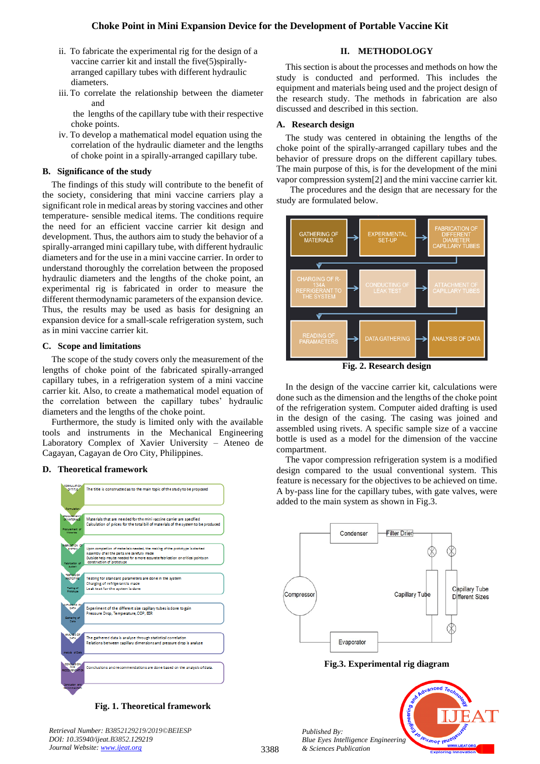ii. To fabricate the experimental rig for the design of a vaccine carrier kit and install the five(5)spirally-arranged capillary tubes with different hydraulic diameters.

iii. To correlate the relationship between the diameter and the lengths of the capillary tube with their respective choke points.

iv. To develop a mathematical model equation using the correlation of the hydraulic diameter and the lengths of choke point in a spirally-arranged capillary tube.

### B. Significance of the study

The findings of this study will contribute to the benefit of the society, considering that mini vaccine carriers play a significant role in medical areas by storing vaccines and other temperature- sensible medical items. The conditions require the need for an efficient vaccine carrier kit design and development. Thus, the authors aim to study the behavior of a spirally-arranged mini capillary tube, with different hydraulic diameters and for the use in a mini vaccine carrier. In order to understand thoroughly the correlation between the proposed hydraulic diameters and the lengths of the choke point, an experimental rig is fabricated in order to measure the different thermodynamic parameters of the expansion device. Thus, the results may be used as basis for designing an expansion device for a small-scale refrigeration system, such as in mini vaccine carrier kit.

### C. Scope and limitations

The scope of the study covers only the measurement of the lengths of choke point of the fabricated spirally-arranged capillary tubes, in a refrigeration system of a mini vaccine carrier kit. Also, to create a mathematical model equation of the correlation between the capillary tubes' hydraulic diameters and the lengths of the choke point.

Furthermore, the study is limited only with the available tools and instruments in the Mechanical Engineering Laboratory Complex of Xavier University – Ateneo de Cagayan, Cagayan de Oro City, Philippines.

### D. Theoretical framework

Fig. 1. Theoretical framework

## II. METHODOLOGY

This section is about the processes and methods on how the study is conducted and performed. This includes the equipment and materials being used and the project design of the research study. The methods in fabrication are also discussed and described in this section.

### A. Research design

The study was centered in obtaining the lengths of the choke point of the spirally-arranged capillary tubes and the behavior of pressure drops on the different capillary tubes. The main purpose of this, is for the development of the mini vapor compression system[2] and the mini vaccine carrier kit.

The procedures and the design that are necessary for the study are formulated below.

Fig. 2. Research design

In the design of the vaccine carrier kit, calculations were done such as the dimension and the lengths of the choke point of the refrigeration system. Computer aided drafting is used in the design of the casing. The casing was joined and assembled using rivets. A specific sample size of a vaccine bottle is used as a model for the dimension of the vaccine compartment.

The vapor compression refrigeration system is a modified design compared to the usual conventional system. This feature is necessary for the objectives to be achieved on time. A by-pass line for the capillary tubes, with gate valves, were added to the main system as shown in Fig.3.

Fig.3. Experimental rig diagram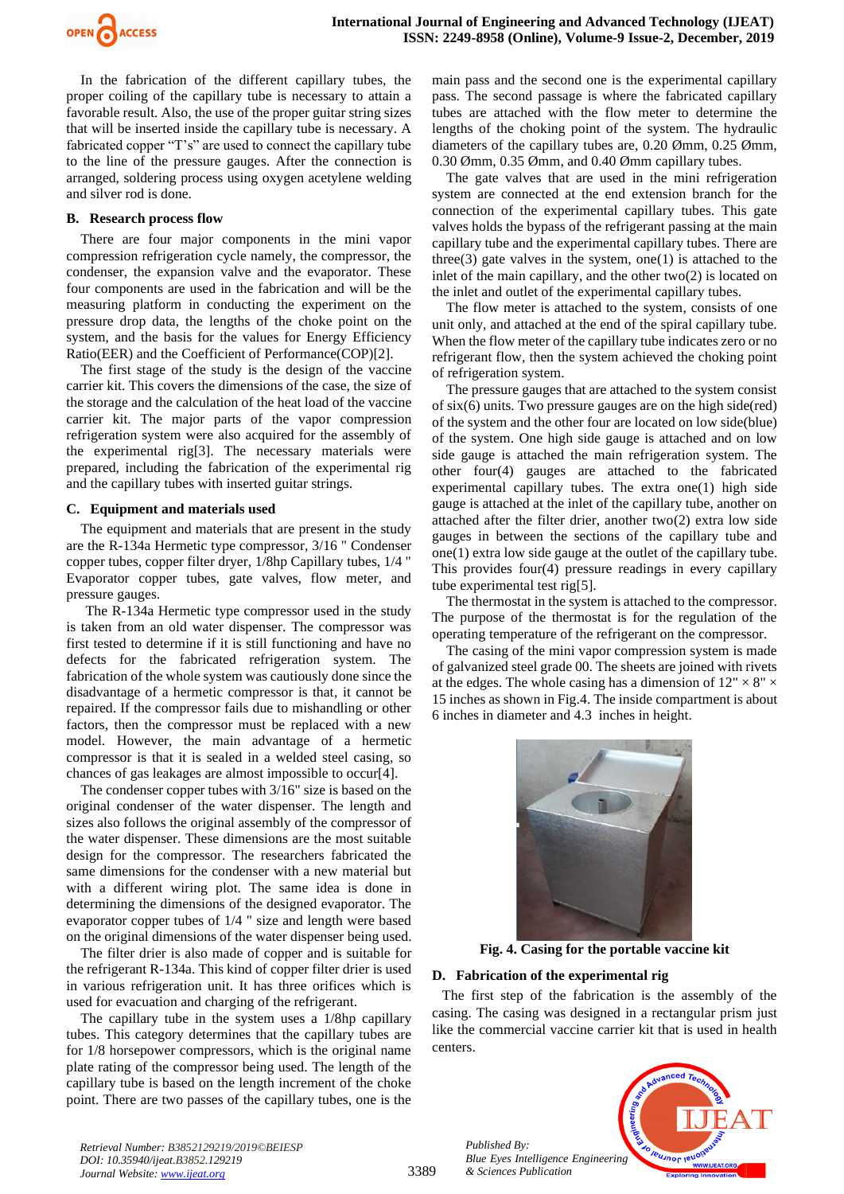In the fabrication of the different capillary tubes, the proper coiling of the capillary tube is necessary to attain a favorable result. Also, the use of the proper guitar string sizes that will be inserted inside the capillary tube is necessary. A fabricated copper "T's" are used to connect the capillary tube to the line of the pressure gauges. After the connection is arranged, soldering process using oxygen acetylene welding and silver rod is done.

### B. Research process flow

There are four major components in the mini vapor compression refrigeration cycle namely, the compressor, the condenser, the expansion valve and the evaporator. These four components are used in the fabrication and will be the measuring platform in conducting the experiment on the pressure drop data, the lengths of the choke point on the system, and the basis for the values for Energy Efficiency Ratio(EER) and the Coefficient of Performance(COP)[2].

The first stage of the study is the design of the vaccine carrier kit. This covers the dimensions of the case, the size of the storage and the calculation of the heat load of the vaccine carrier kit. The major parts of the vapor compression refrigeration system were also acquired for the assembly of the experimental rig[3]. The necessary materials were prepared, including the fabrication of the experimental rig and the capillary tubes with inserted guitar strings.

### C. Equipment and materials used

The equipment and materials that are present in the study are the R-134a Hermetic type compressor, 3/16 " Condenser copper tubes, copper filter dryer, 1/8hp Capillary tubes, 1/4 " Evaporator copper tubes, gate valves, flow meter, and pressure gauges.

The R-134a Hermetic type compressor used in the study is taken from an old water dispenser. The compressor was first tested to determine if it is still functioning and have no defects for the fabricated refrigeration system. The fabrication of the whole system was cautiously done since the disadvantage of a hermetic compressor is that, it cannot be repaired. If the compressor fails due to mishandling or other factors, then the compressor must be replaced with a new model. However, the main advantage of a hermetic compressor is that it is sealed in a welded steel casing, so chances of gas leakages are almost impossible to occur[4].

The condenser copper tubes with 3/16" size is based on the original condenser of the water dispenser. The length and sizes also follows the original assembly of the compressor of the water dispenser. These dimensions are the most suitable design for the compressor. The researchers fabricated the same dimensions for the condenser with a new material but with a different wiring plot. The same idea is done in determining the dimensions of the designed evaporator. The evaporator copper tubes of 1/4 " size and length were based on the original dimensions of the water dispenser being used.

The filter drier is also made of copper and is suitable for the refrigerant R-134a. This kind of copper filter drier is used in various refrigeration unit. It has three orifices which is used for evacuation and charging of the refrigerant.

The capillary tube in the system uses a 1/8hp capillary tubes. This category determines that the capillary tubes are for 1/8 horsepower compressors, which is the original name plate rating of the compressor being used. The length of the capillary tube is based on the length increment of the choke point. There are two passes of the capillary tubes, one is the main pass and the second one is the experimental capillary pass. The second passage is where the fabricated capillary tubes are attached with the flow meter to determine the lengths of the choking point of the system. The hydraulic diameters of the capillary tubes are, 0.20 Ømm, 0.25 Ømm, 0.30 Ømm, 0.35 Ømm, and 0.40 Ømm capillary tubes.

The gate valves that are used in the mini refrigeration system are connected at the end extension branch for the connection of the experimental capillary tubes. This gate valves holds the bypass of the refrigerant passing at the main capillary tube and the experimental capillary tubes. There are three(3) gate valves in the system, one(1) is attached to the inlet of the main capillary, and the other two(2) is located on the inlet and outlet of the experimental capillary tubes.

The flow meter is attached to the system, consists of one unit only, and attached at the end of the spiral capillary tube. When the flow meter of the capillary tube indicates zero or no refrigerant flow, then the system achieved the choking point of refrigeration system.

The pressure gauges that are attached to the system consist of six(6) units. Two pressure gauges are on the high side(red) of the system and the other four are located on low side(blue) of the system. One high side gauge is attached and on low side gauge is attached the main refrigeration system. The other four(4) gauges are attached to the fabricated experimental capillary tubes. The extra one(1) high side gauge is attached at the inlet of the capillary tube, another on attached after the filter drier, another two(2) extra low side gauges in between the sections of the capillary tube and one(1) extra low side gauge at the outlet of the capillary tube. This provides four(4) pressure readings in every capillary tube experimental test rig[5].

The thermostat in the system is attached to the compressor. The purpose of the thermostat is for the regulation of the operating temperature of the refrigerant on the compressor.

The casing of the mini vapor compression system is made of galvanized steel grade 00. The sheets are joined with rivets at the edges. The whole casing has a dimension of 12" × 8" × 15 inches as shown in Fig.4. The inside compartment is about 6 inches in diameter and 4.3 inches in height.

**Fig. 4. Casing for the portable vaccine kit**

### D. Fabrication of the experimental rig

The first step of the fabrication is the assembly of the casing. The casing was designed in a rectangular prism just like the commercial vaccine carrier kit that is used in health centers.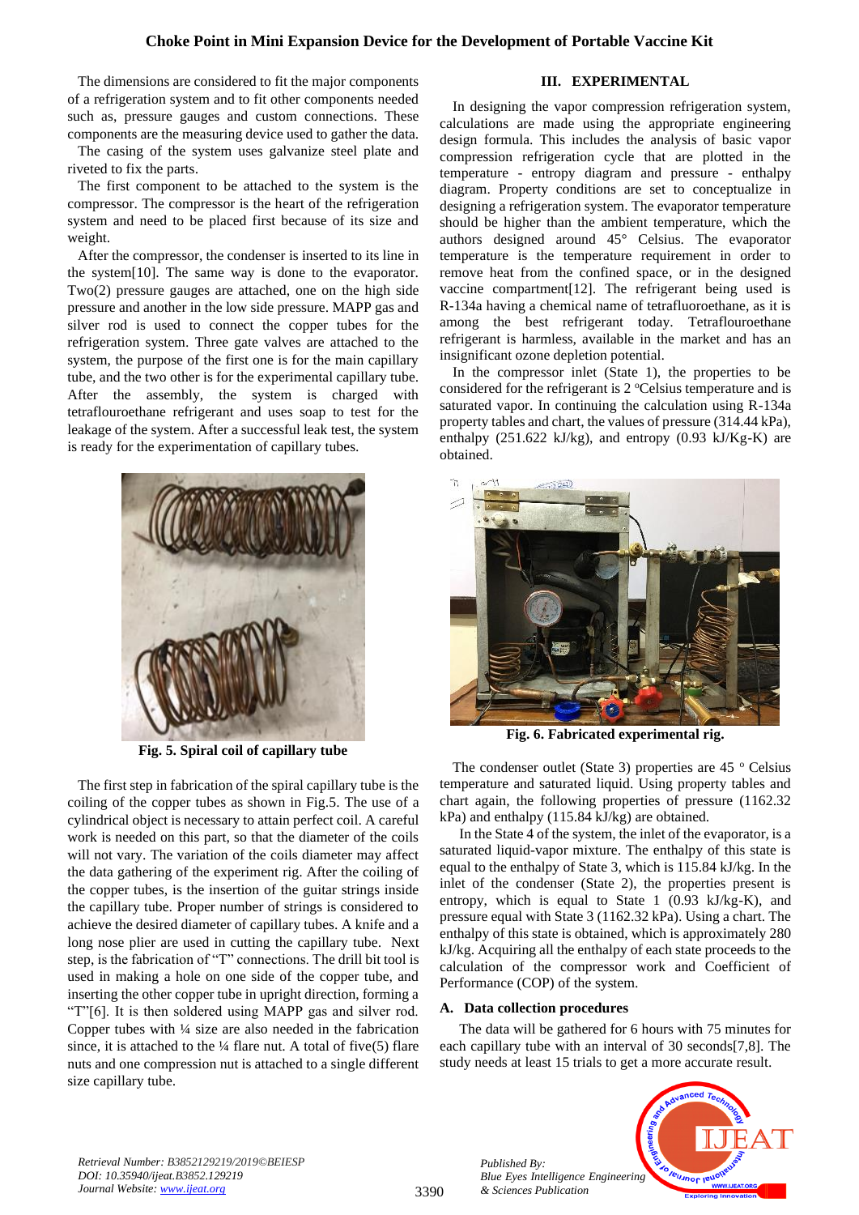The dimensions are considered to fit the major components of a refrigeration system and to fit other components needed such as, pressure gauges and custom connections. These components are the measuring device used to gather the data.

The casing of the system uses galvanize steel plate and riveted to fix the parts.

The first component to be attached to the system is the compressor. The compressor is the heart of the refrigeration system and need to be placed first because of its size and weight.

After the compressor, the condenser is inserted to its line in the system[10]. The same way is done to the evaporator. Two(2) pressure gauges are attached, one on the high side pressure and another in the low side pressure. MAPP gas and silver rod is used to connect the copper tubes for the refrigeration system. Three gate valves are attached to the system, the purpose of the first one is for the main capillary tube, and the two other is for the experimental capillary tube. After the assembly, the system is charged with tetraflouroethane refrigerant and uses soap to test for the leakage of the system. After a successful leak test, the system is ready for the experimentation of capillary tubes.

**Fig. 5. Spiral coil of capillary tube**

The first step in fabrication of the spiral capillary tube is the coiling of the copper tubes as shown in Fig.5. The use of a cylindrical object is necessary to attain perfect coil. A careful work is needed on this part, so that the diameter of the coils will not vary. The variation of the coils diameter may affect the data gathering of the experiment rig. After the coiling of the copper tubes, is the insertion of the guitar strings inside the capillary tube. Proper number of strings is considered to achieve the desired diameter of capillary tubes. A knife and a long nose plier are used in cutting the capillary tube. Next step, is the fabrication of "T" connections. The drill bit tool is used in making a hole on one side of the copper tube, and inserting the other copper tube in upright direction, forming a "T"[6]. It is then soldered using MAPP gas and silver rod. Copper tubes with ¼ size are also needed in the fabrication since, it is attached to the ¼ flare nut. A total of five(5) flare nuts and one compression nut is attached to a single different size capillary tube.

## III. EXPERIMENTAL

In designing the vapor compression refrigeration system, calculations are made using the appropriate engineering design formula. This includes the analysis of basic vapor compression refrigeration cycle that are plotted in the temperature - entropy diagram and pressure - enthalpy diagram. Property conditions are set to conceptualize in designing a refrigeration system. The evaporator temperature should be higher than the ambient temperature, which the authors designed around 45° Celsius. The evaporator temperature is the temperature requirement in order to remove heat from the confined space, or in the designed vaccine compartment[12]. The refrigerant being used is R-134a having a chemical name of tetrafluoroethane, as it is among the best refrigerant today. Tetraflouroethane refrigerant is harmless, available in the market and has an insignificant ozone depletion potential.

In the compressor inlet (State 1), the properties to be considered for the refrigerant is 2 °Celsius temperature and is saturated vapor. In continuing the calculation using R-134a property tables and chart, the values of pressure (314.44 kPa), enthalpy (251.622 kJ/kg), and entropy (0.93 kJ/Kg-K) are obtained.

**Fig. 6. Fabricated experimental rig.**

The condenser outlet (State 3) properties are 45 ° Celsius temperature and saturated liquid. Using property tables and chart again, the following properties of pressure (1162.32 kPa) and enthalpy (115.84 kJ/kg) are obtained.

In the State 4 of the system, the inlet of the evaporator, is a saturated liquid-vapor mixture. The enthalpy of this state is equal to the enthalpy of State 3, which is 115.84 kJ/kg. In the inlet of the condenser (State 2), the properties present is entropy, which is equal to State 1 (0.93 kJ/kg-K), and pressure equal with State 3 (1162.32 kPa). Using a chart. The enthalpy of this state is obtained, which is approximately 280 kJ/kg. Acquiring all the enthalpy of each state proceeds to the calculation of the compressor work and Coefficient of Performance (COP) of the system.

### A. Data collection procedures

The data will be gathered for 6 hours with 75 minutes for each capillary tube with an interval of 30 seconds[7,8]. The study needs at least 15 trials to get a more accurate result.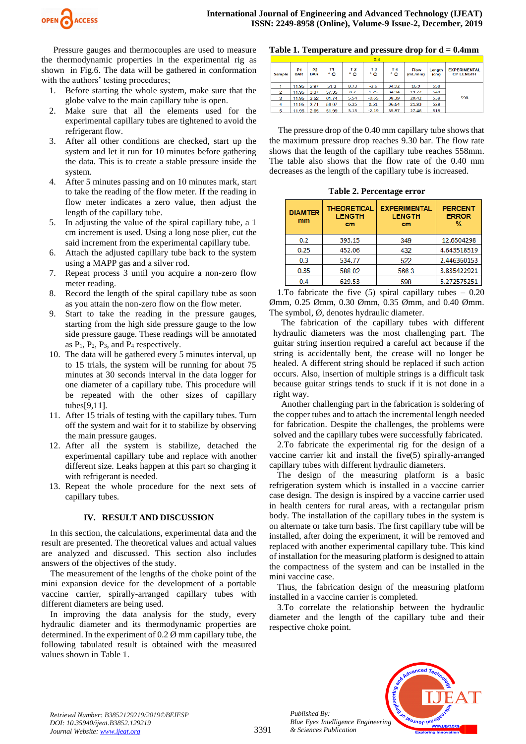Pressure gauges and thermocouples are used to measure the thermodynamic properties in the experimental rig as shown in Fig.6. The data will be gathered in conformation with the authors' testing procedures;

1. Before starting the whole system, make sure that the globe valve to the main capillary tube is open.
2. Make sure that all the elements used for the experimental capillary tubes are tightened to avoid the refrigerant flow.
3. After all other conditions are checked, start up the system and let it run for 10 minutes before gathering the data. This is to create a stable pressure inside the system.
4. After 5 minutes passing and on 10 minutes mark, start to take the reading of the flow meter. If the reading in flow meter indicates a zero value, then adjust the length of the capillary tube.
5. In adjusting the value of the spiral capillary tube, a 1 cm increment is used. Using a long nose plier, cut the said increment from the experimental capillary tube.
6. Attach the adjusted capillary tube back to the system using a MAPP gas and a silver rod.
7. Repeat process 3 until you acquire a non-zero flow meter reading.
8. Record the length of the spiral capillary tube as soon as you attain the non-zero flow on the flow meter.
9. Start to take the reading in the pressure gauges, starting from the high side pressure gauge to the low side pressure gauge. These readings will be annotated as $P_1$, $P_2$, $P_3$, and $P_4$ respectively.
10. The data will be gathered every 5 minutes interval, up to 15 trials, the system will be running for about 75 minutes at 30 seconds interval in the data logger for one diameter of a capillary tube. This procedure will be repeated with the other sizes of capillary tubes[9,11].
11. After 15 trials of testing with the capillary tubes. Turn off the system and wait for it to stabilize by observing the main pressure gauges.
12. After all system is stabilize, detached the experimental capillary tube and replace with another different size. Leaks happen at this part so charging it with refrigerant is needed.
13. Repeat the whole procedure for the next sets of capillary tubes.

## IV. RESULT AND DISCUSSION

In this section, the calculations, experimental data and the result are presented. The theoretical values and actual values are analyzed and discussed. This section also includes answers of the objectives of the study.

The measurement of the lengths of the choke point of the mini expansion device for the development of a portable vaccine carrier, spirally-arranged capillary tubes with different diameters are being used.

In improving the data analysis for the study, every hydraulic diameter and its thermodynamic properties are determined. In the experiment of 0.2 Ø mm capillary tube, the following tabulated result is obtained with the measured values shown in Table 1.

**Table 1. Temperature and pressure drop for d = 0.4mm**

| 0.4 | | | | | | | | | |
|---|---|---|---|---|---|---|---|---|---|
| Sample | P1 BAR | P2 BAR | T1 °C | T2 °C | T3 °C | T4 °C | Flow (mL/min) | Length (cm) | EXPERIMENTAL CP LENGTH |
| 1 | 11.95 | 2.97 | 51.3 | 8.73 | -2.6 | 34.92 | 16.9 | 558 | 598 |
| 2 | 11.95 | 3.37 | 57.35 | 8.2 | 1.75 | 34.94 | 19.72 | 548 | |
| 3 | 11.95 | 3.52 | 61.74 | 5.54 | -0.65 | 38.39 | 20.42 | 538 | |
| 4 | 11.95 | 3.71 | 56.07 | 6.35 | 0.51 | 36.64 | 21.83 | 528 | |
| 5 | 11.95 | 2.65 | 51.99 | 3.13 | -2.19 | 35.87 | 27.46 | 518 | |

The pressure drop of the 0.40 mm capillary tube shows that the maximum pressure drop reaches 9.30 bar. The flow rate shows that the length of the capillary tube reaches 558mm. The table also shows that the flow rate of the 0.40 mm decreases as the length of the capillary tube is increased.

**Table 2. Percentage error**

| DIAMTER mm | THEORETICAL LENGTH cm | EXPERIMENTAL LENGTH cm | PERCENT ERROR % |
|---|---|---|---|
| 0.2 | 393.15 | 349 | 12.6504298 |
| 0.25 | 452.06 | 432 | 4.643518519 |
| 0.3 | 534.77 | 522 | 2.446360153 |
| 0.35 | 588.02 | 566.3 | 3.835422921 |
| 0.4 | 629.53 | 598 | 5.272575251 |

1.To fabricate the five (5) spiral capillary tubes – 0.20 Ømm, 0.25 Ømm, 0.30 Ømm, 0.35 Ømm, and 0.40 Ømm. The symbol, Ø, denotes hydraulic diameter.

The fabrication of the capillary tubes with different hydraulic diameters was the most challenging part. The guitar string insertion required a careful act because if the string is accidentally bent, the crease will no longer be healed. A different string should be replaced if such action occurs. Also, insertion of multiple strings is a difficult task because guitar strings tends to stuck if it is not done in a right way.

Another challenging part in the fabrication is soldering of the copper tubes and to attach the incremental length needed for fabrication. Despite the challenges, the problems were solved and the capillary tubes were successfully fabricated.

2.To fabricate the experimental rig for the design of a vaccine carrier kit and install the five(5) spirally-arranged capillary tubes with different hydraulic diameters.

The design of the measuring platform is a basic refrigeration system which is installed in a vaccine carrier case design. The design is inspired by a vaccine carrier used in health centers for rural areas, with a rectangular prism body. The installation of the capillary tubes in the system is on alternate or take turn basis. The first capillary tube will be installed, after doing the experiment, it will be removed and replaced with another experimental capillary tube. This kind of installation for the measuring platform is designed to attain the compactness of the system and can be installed in the mini vaccine case.

Thus, the fabrication design of the measuring platform installed in a vaccine carrier is completed.

3.To correlate the relationship between the hydraulic diameter and the length of the capillary tube and their respective choke point.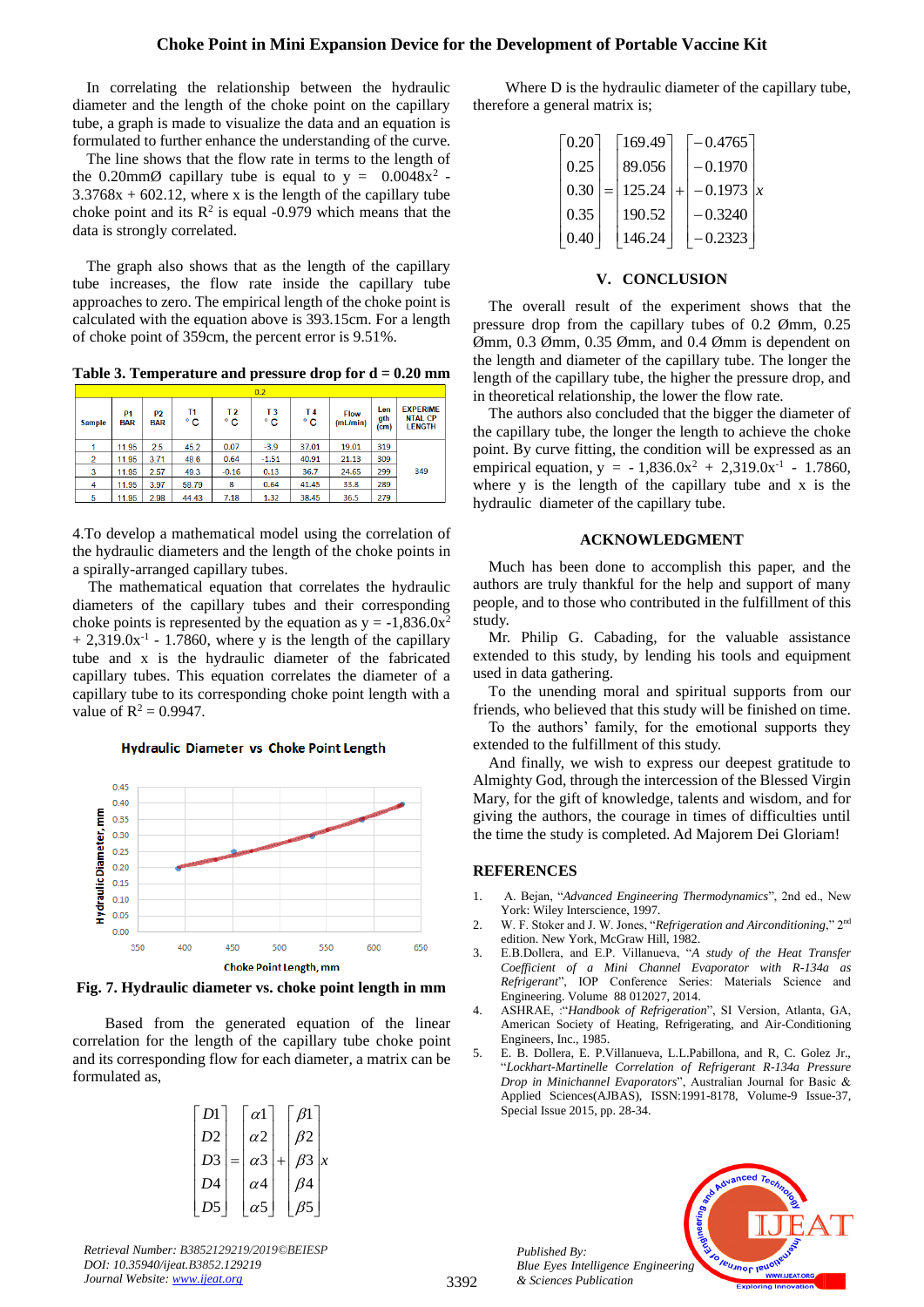In correlating the relationship between the hydraulic diameter and the length of the choke point on the capillary tube, a graph is made to visualize the data and an equation is formulated to further enhance the understanding of the curve.

The line shows that the flow rate in terms to the length of the 0.20mmØ capillary tube is equal to $y = 0.0048x^2 - 3.3768x + 602.12$, where x is the length of the capillary tube choke point and its $R^2$ is equal -0.979 which means that the data is strongly correlated.

The graph also shows that as the length of the capillary tube increases, the flow rate inside the capillary tube approaches to zero. The empirical length of the choke point is calculated with the equation above is 393.15cm. For a length of choke point of 359cm, the percent error is 9.51%.

**Table 3. Temperature and pressure drop for d = 0.20 mm**

| 0.2 | | | | | | | | | |
|---|---|---|---|---|---|---|---|---|---|
| Sample | P1 BAR | P2 BAR | T1 °C | T2 °C | T3 °C | T4 °C | Flow (mL/min) | Length (cm) | EXPERIMENTAL CP LENGTH |
| 1 | 11.95 | 2.5 | 45.2 | 0.07 | -3.9 | 37.01 | 19.01 | 319 | 349 |
| 2 | 11.95 | 3.71 | 48.6 | 0.64 | -1.51 | 40.91 | 21.13 | 309 | |
| 3 | 11.95 | 2.57 | 49.3 | -0.16 | 0.13 | 36.7 | 24.65 | 299 | |
| 4 | 11.95 | 3.97 | 58.79 | 8 | 0.64 | 41.45 | 33.8 | 289 | |
| 5 | 11.95 | 2.98 | 44.43 | 7.18 | 1.32 | 38.45 | 36.5 | 279 | |

4.To develop a mathematical model using the correlation of the hydraulic diameters and the length of the choke points in a spirally-arranged capillary tubes.

The mathematical equation that correlates the hydraulic diameters of the capillary tubes and their corresponding choke points is represented by the equation as $y = -1{,}836.0x^2 + 2{,}319.0x^{-1} - 1.7860$, where y is the length of the capillary tube and x is the hydraulic diameter of the fabricated capillary tubes. This equation correlates the diameter of a capillary tube to its corresponding choke point length with a value of $R^2 = 0.9947$.

**Fig. 7. Hydraulic diameter vs. choke point length in mm**

Based from the generated equation of the linear correlation for the length of the capillary tube choke point and its corresponding flow for each diameter, a matrix can be formulated as,

$$\begin{bmatrix} D1 \\ D2 \\ D3 \\ D4 \\ D5 \end{bmatrix} = \begin{bmatrix} \alpha 1 \\ \alpha 2 \\ \alpha 3 \\ \alpha 4 \\ \alpha 5 \end{bmatrix} + \begin{bmatrix} \beta 1 \\ \beta 2 \\ \beta 3 \\ \beta 4 \\ \beta 5 \end{bmatrix} x$$

Where D is the hydraulic diameter of the capillary tube, therefore a general matrix is;

$$\begin{bmatrix} 0.20 \\ 0.25 \\ 0.30 \\ 0.35 \\ 0.40 \end{bmatrix} = \begin{bmatrix} 169.49 \\ 89.056 \\ 125.24 \\ 190.52 \\ 146.24 \end{bmatrix} + \begin{bmatrix} -0.4765 \\ -0.1970 \\ -0.1973 \\ -0.3240 \\ -0.2323 \end{bmatrix} x$$

## V. CONCLUSION

The overall result of the experiment shows that the pressure drop from the capillary tubes of 0.2 Ømm, 0.25 Ømm, 0.3 Ømm, 0.35 Ømm, and 0.4 Ømm is dependent on the length and diameter of the capillary tube. The longer the length of the capillary tube, the higher the pressure drop, and in theoretical relationship, the lower the flow rate.

The authors also concluded that the bigger the diameter of the capillary tube, the longer the length to achieve the choke point. By curve fitting, the condition will be expressed as an empirical equation, $y = -1{,}836.0x^2 + 2{,}319.0x^{-1} - 1.7860$, where y is the length of the capillary tube and x is the hydraulic diameter of the capillary tube.

## ACKNOWLEDGMENT

Much has been done to accomplish this paper, and the authors are truly thankful for the help and support of many people, and to those who contributed in the fulfillment of this study.

Mr. Philip G. Cabading, for the valuable assistance extended to this study, by lending his tools and equipment used in data gathering.

To the unending moral and spiritual supports from our friends, who believed that this study will be finished on time.

To the authors' family, for the emotional supports they extended to the fulfillment of this study.

And finally, we wish to express our deepest gratitude to Almighty God, through the intercession of the Blessed Virgin Mary, for the gift of knowledge, talents and wisdom, and for giving the authors, the courage in times of difficulties until the time the study is completed. Ad Majorem Dei Gloriam!

## REFERENCES

1. A. Bejan, "*Advanced Engineering Thermodynamics*", 2nd ed., New York: Wiley Interscience, 1997.
2. W. F. Stoker and J. W. Jones, "*Refrigeration and Airconditioning*," 2nd edition. New York, McGraw Hill, 1982.
3. E.B.Dollera, and E.P. Villanueva, "*A study of the Heat Transfer Coefficient of a Mini Channel Evaporator with R-134a as Refrigerant*", IOP Conference Series: Materials Science and Engineering. Volume 88 012027, 2014.
4. ASHRAE, :"*Handbook of Refrigeration*", SI Version, Atlanta, GA, American Society of Heating, Refrigerating, and Air-Conditioning Engineers, Inc., 1985.
5. E. B. Dollera, E. P.Villanueva, L.L.Pabillona, and R, C. Golez Jr., "*Lockhart-Martinelle Correlation of Refrigerant R-134a Pressure Drop in Minichannel Evaporators*", Australian Journal for Basic & Applied Sciences(AJBAS), ISSN:1991-8178, Volume-9 Issue-37, Special Issue 2015, pp. 28-34.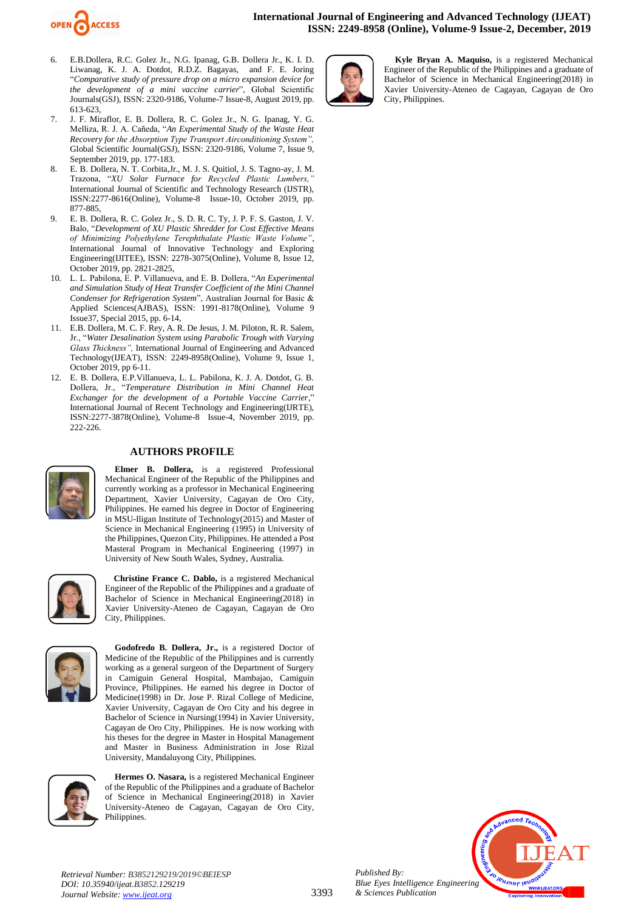6. E.B.Dollera, R.C. Golez Jr., N.G. Ipanag, G.B. Dollera Jr., K. I. D. Liwanag, K. J. A. Dotdot, R.D.Z. Bagayas, and F. E. Joring "*Comparative study of pressure drop on a micro expansion device for the development of a mini vaccine carrier*", Global Scientific Journals(GSJ), ISSN: 2320-9186, Volume-7 Issue-8, August 2019, pp. 613-623,
7. J. F. Miraflor, E. B. Dollera, R. C. Golez Jr., N. G. Ipanag, Y. G. Melliza, R. J. A. Cañeda, "*An Experimental Study of the Waste Heat Recovery for the Absorption Type Transport Airconditioning System",* Global Scientific Journal(GSJ), ISSN: 2320-9186, Volume 7, Issue 9, September 2019, pp. 177-183.
8. E. B. Dollera, N. T. Corbita,Jr., M. J. S. Quitiol, J. S. Tagno-ay, J. M. Trazona, "*XU Solar Furnace for Recycled Plastic Lumbers,"* International Journal of Scientific and Technology Research (IJSTR), ISSN:2277-8616(Online), Volume-8 Issue-10, October 2019, pp. 877-885,
9. E. B. Dollera, R. C. Golez Jr., S. D. R. C. Ty, J. P. F. S. Gaston, J. V. Balo, "*Development of XU Plastic Shredder for Cost Effective Means of Minimizing Polyethylene Terephthalate Plastic Waste Volume"*, International Journal of Innovative Technology and Exploring Engineering(IJITEE), ISSN: 2278-3075(Online), Volume 8, Issue 12, October 2019, pp. 2821-2825,
10. L. L. Pabilona, E. P. Villanueva, and E. B. Dollera, "*An Experimental and Simulation Study of Heat Transfer Coefficient of the Mini Channel Condenser for Refrigeration System*", Australian Journal for Basic & Applied Sciences(AJBAS), ISSN: 1991-8178(Online), Volume 9 Issue37, Special 2015, pp. 6-14,
11. E.B. Dollera, M. C. F. Rey, A. R. De Jesus, J. M. Piloton, R. R. Salem, Jr., "*Water Desalination System using Parabolic Trough with Varying Glass Thickness",* International Journal of Engineering and Advanced Technology(IJEAT), ISSN: 2249-8958(Online), Volume 9, Issue 1, October 2019, pp 6-11.
12. E. B. Dollera, E.P.Villanueva, L. L. Pabilona, K. J. A. Dotdot, G. B. Dollera, Jr., "*Temperature Distribution in Mini Channel Heat Exchanger for the development of a Portable Vaccine Carrier*," International Journal of Recent Technology and Engineering(IJRTE), ISSN:2277-3878(Online), Volume-8 Issue-4, November 2019, pp. 222-226.

## AUTHORS PROFILE

**Elmer B. Dollera,** is a registered Professional Mechanical Engineer of the Republic of the Philippines and currently working as a professor in Mechanical Engineering Department, Xavier University, Cagayan de Oro City, Philippines. He earned his degree in Doctor of Engineering in MSU-Iligan Institute of Technology(2015) and Master of Science in Mechanical Engineering (1995) in University of the Philippines, Quezon City, Philippines. He attended a Post Masteral Program in Mechanical Engineering (1997) in University of New South Wales, Sydney, Australia.

**Christine France C. Dablo,** is a registered Mechanical Engineer of the Republic of the Philippines and a graduate of Bachelor of Science in Mechanical Engineering(2018) in Xavier University-Ateneo de Cagayan, Cagayan de Oro City, Philippines.

**Godofredo B. Dollera, Jr.,** is a registered Doctor of Medicine of the Republic of the Philippines and is currently working as a general surgeon of the Department of Surgery in Camiguin General Hospital, Mambajao, Camiguin Province, Philippines. He earned his degree in Doctor of Medicine(1998) in Dr. Jose P. Rizal College of Medicine, Xavier University, Cagayan de Oro City and his degree in Bachelor of Science in Nursing(1994) in Xavier University, Cagayan de Oro City, Philippines. He is now working with his theses for the degree in Master in Hospital Management and Master in Business Administration in Jose Rizal University, Mandaluyong City, Philippines.

**Hermes O. Nasara,** is a registered Mechanical Engineer of the Republic of the Philippines and a graduate of Bachelor of Science in Mechanical Engineering(2018) in Xavier University-Ateneo de Cagayan, Cagayan de Oro City, Philippines.

**Kyle Bryan A. Maquiso,** is a registered Mechanical Engineer of the Republic of the Philippines and a graduate of Bachelor of Science in Mechanical Engineering(2018) in Xavier University-Ateneo de Cagayan, Cagayan de Oro City, Philippines.